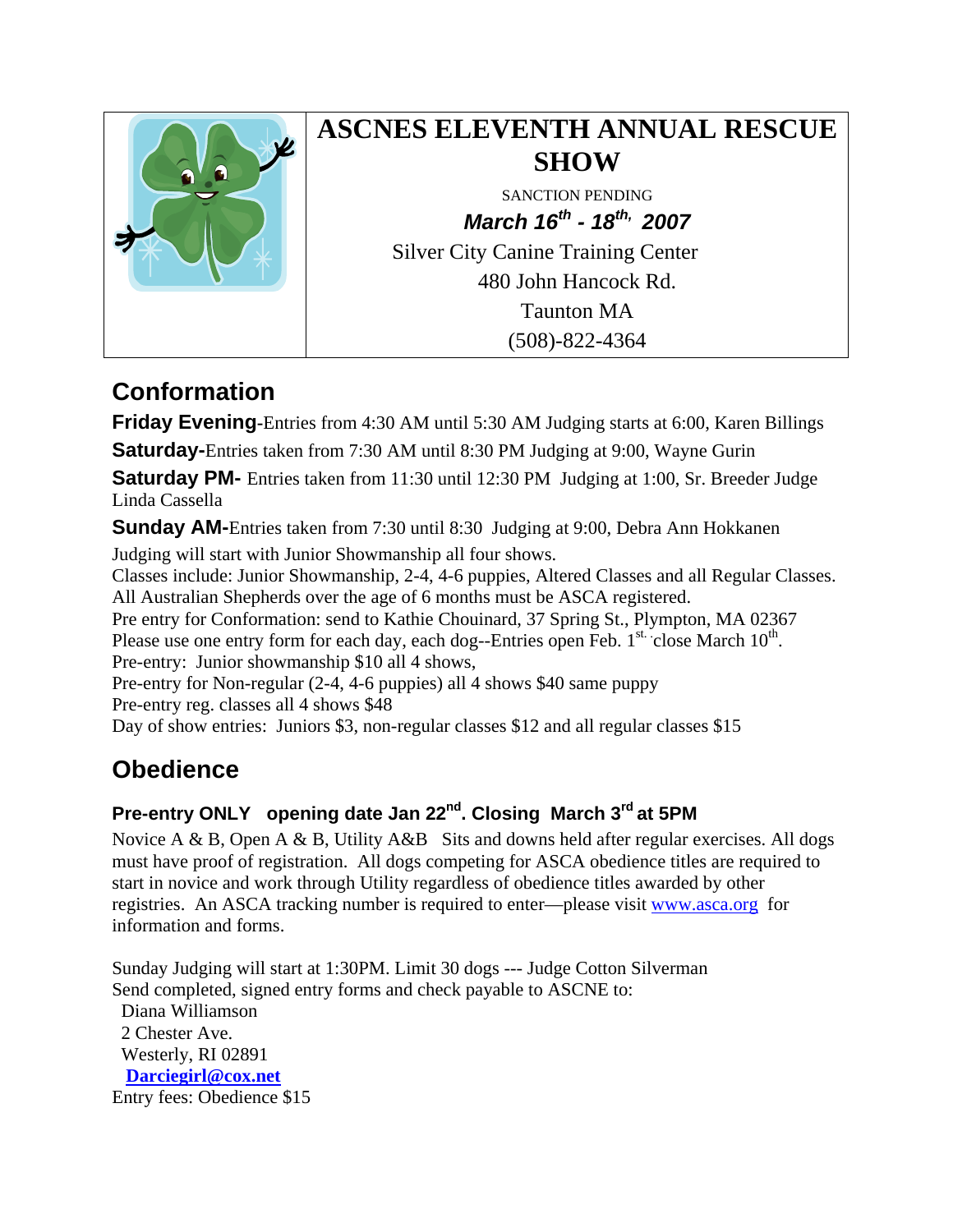# ASCNES ELEVENTH ANNUAL RESCUE SHOW

SANCTION PENDING

***March 16th - 18th, 2007***

Silver City Canine Training Center

480 John Hancock Rd.

Taunton MA

(508)-822-4364

## Conformation

**Friday Evening**-Entries from 4:30 AM until 5:30 AM Judging starts at 6:00, Karen Billings

**Saturday-**Entries taken from 7:30 AM until 8:30 PM Judging at 9:00, Wayne Gurin

**Saturday PM-** Entries taken from 11:30 until 12:30 PM Judging at 1:00, Sr. Breeder Judge Linda Cassella

**Sunday AM-**Entries taken from 7:30 until 8:30 Judging at 9:00, Debra Ann Hokkanen

Judging will start with Junior Showmanship all four shows.

Classes include: Junior Showmanship, 2-4, 4-6 puppies, Altered Classes and all Regular Classes.

All Australian Shepherds over the age of 6 months must be ASCA registered.

Pre entry for Conformation: send to Kathie Chouinard, 37 Spring St., Plympton, MA 02367

Please use one entry form for each day, each dog--Entries open Feb. 1st. close March 10th.

Pre-entry: Junior showmanship $10 all 4 shows,

Pre-entry for Non-regular (2-4, 4-6 puppies) all 4 shows $40 same puppy

Pre-entry reg. classes all 4 shows $48

Day of show entries: Juniors $3, non-regular classes $12 and all regular classes $15

## Obedience

### Pre-entry ONLY opening date Jan 22nd. Closing March 3rd at 5PM

Novice A & B, Open A & B, Utility A&B Sits and downs held after regular exercises. All dogs must have proof of registration. All dogs competing for ASCA obedience titles are required to start in novice and work through Utility regardless of obedience titles awarded by other registries. An ASCA tracking number is required to enter—please visit www.asca.org for information and forms.

Sunday Judging will start at 1:30PM. Limit 30 dogs --- Judge Cotton Silverman

Send completed, signed entry forms and check payable to ASCNE to:

Diana Williamson
2 Chester Ave.
Westerly, RI 02891
**Darciegirl@cox.net**

Entry fees: Obedience $15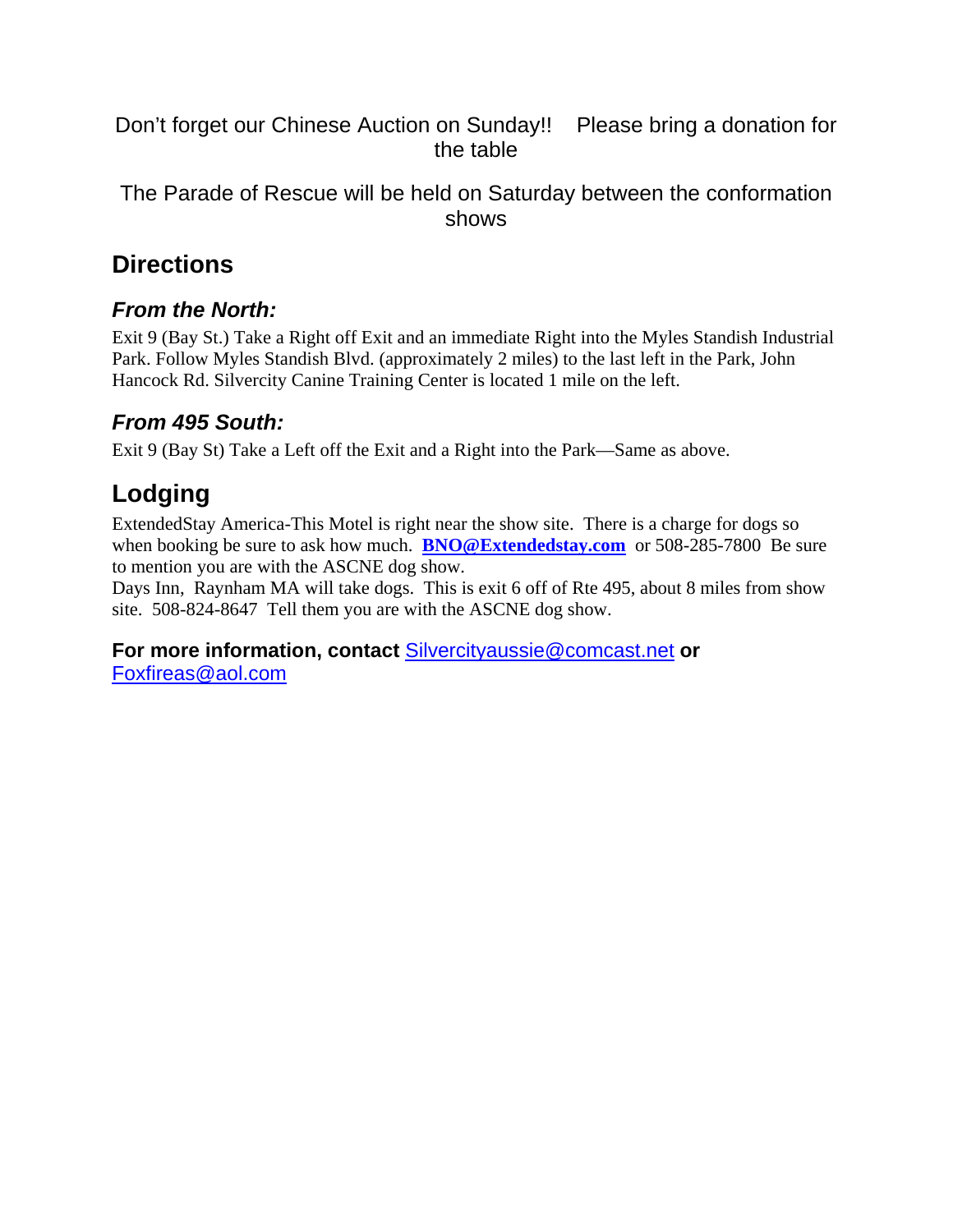Don't forget our Chinese Auction on Sunday!! Please bring a donation for the table

The Parade of Rescue will be held on Saturday between the conformation shows

## Directions

### *From the North:*

Exit 9 (Bay St.) Take a Right off Exit and an immediate Right into the Myles Standish Industrial Park. Follow Myles Standish Blvd. (approximately 2 miles) to the last left in the Park, John Hancock Rd. Silvercity Canine Training Center is located 1 mile on the left.

### *From 495 South:*

Exit 9 (Bay St) Take a Left off the Exit and a Right into the Park—Same as above.

## Lodging

ExtendedStay America-This Motel is right near the show site. There is a charge for dogs so when booking be sure to ask how much. **BNO@Extendedstay.com** or 508-285-7800 Be sure to mention you are with the ASCNE dog show.
Days Inn, Raynham MA will take dogs. This is exit 6 off of Rte 495, about 8 miles from show site. 508-824-8647 Tell them you are with the ASCNE dog show.

**For more information, contact** Silvercityaussie@comcast.net **or** Foxfireas@aol.com